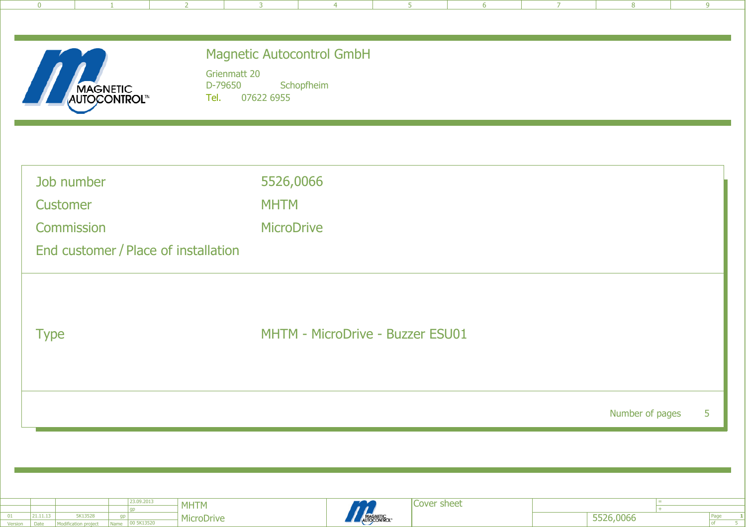# Magnetic Autocontrol GmbH

Grienmatt 20
D-79650 Schopfheim
Tel. 07622 6955

| | |
|---|---|
| Job number | 5526,0066 |
| Customer | MHTM |
| Commission | MicroDrive |
| End customer / Place of installation | |

| | |
|---|---|
| Type | MHTM - MicroDrive - Buzzer ESU01 |

Number of pages 5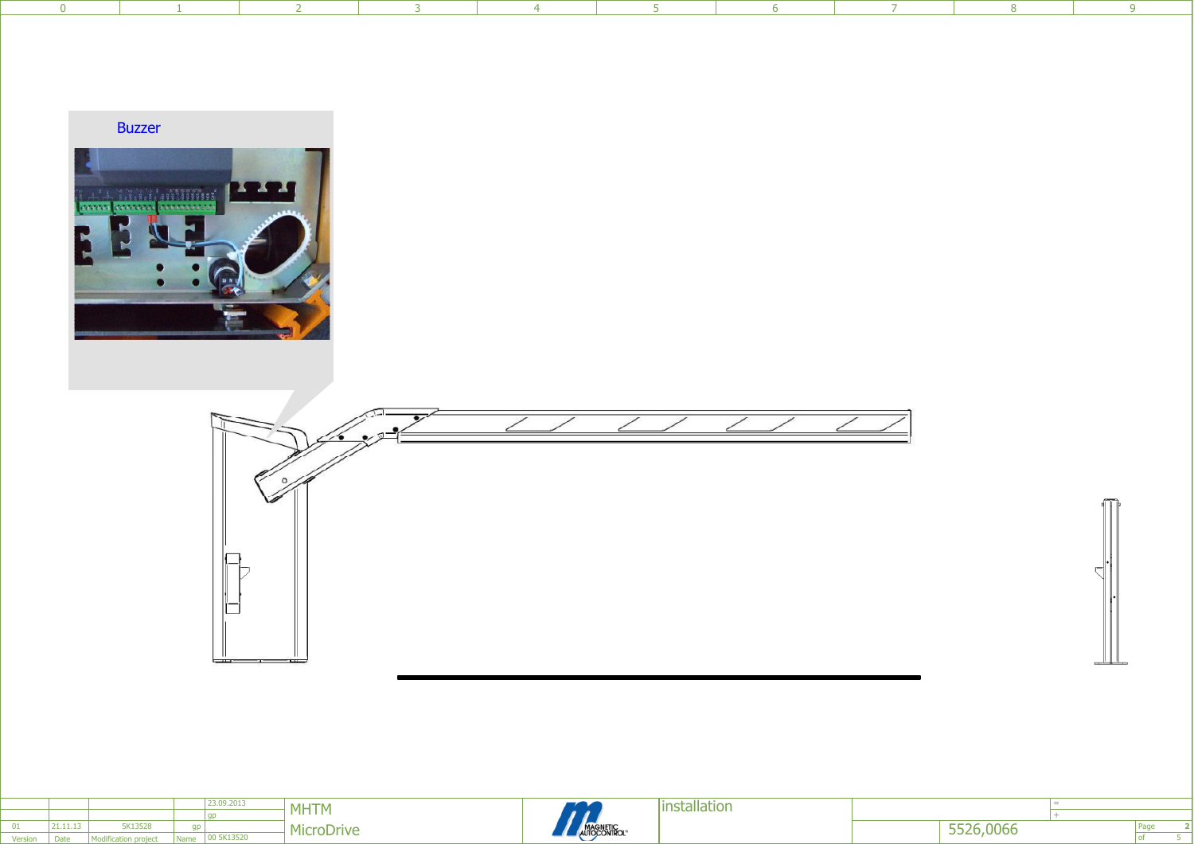Buzzer

| | | | 23.09.2013 | MHTM | installation | = | |
|---|---|---|---|---|---|---|---|
| | | | gp | MicroDrive | | + | |
| 01 | 21.11.13 | 5K13528 | gp | | | 5526,0066 | Page 2 |
| Version | Date | Modification project | Name | 00 5K13520 | | | of 5 |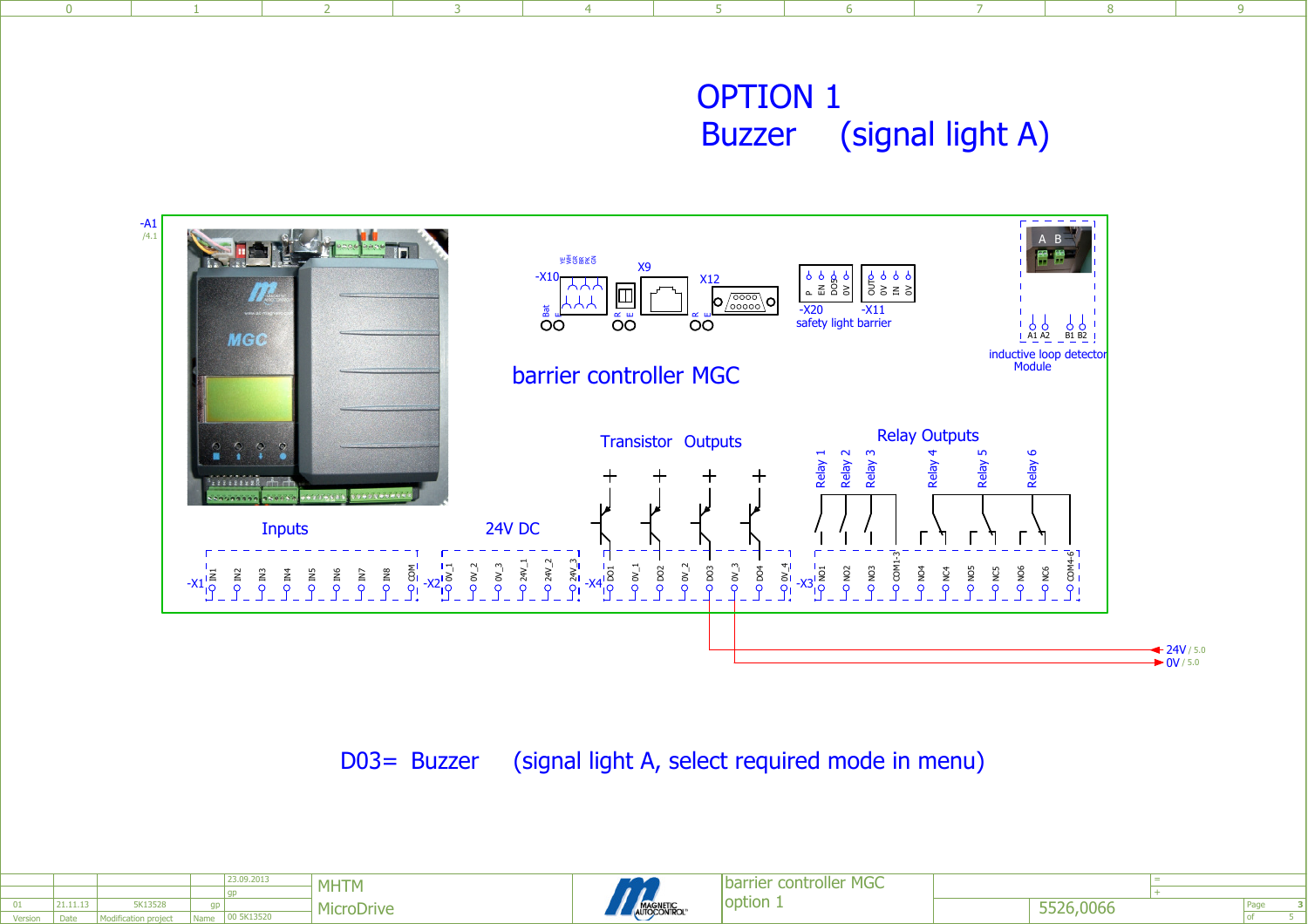# OPTION 1

## Buzzer (signal light A)

-A1
/4.1

barrier controller MGC

-X10 X9 X12

-X20 -X11
safety light barrier

inductive loop detector Module

A1 A2 B1 B2

Transistor Outputs

Relay Outputs

Relay 1, Relay 2, Relay 3, Relay 4, Relay 5, Relay 6

Inputs

24V DC

-X1: IN1, IN2, IN3, IN4, IN5, IN6, IN7, IN8, COM

-X2: 0V_1, 0V_2, 0V_3, 24V_1, 24V_2, 24V_3

-X4: DO1, 0V_1, DO2, 0V_2, DO3, 0V_3, DO4, 0V_4

-X3: NO1, NO2, NO3, COM1-3, NO4, NC4, NO5, NC5, NO6, NC6, COM4-6

24V / 5.0
0V / 5.0

D03= Buzzer (signal light A, select required mode in menu)

| Version | Date | Modification project | Name | | | | |
|---|---|---|---|---|---|---|---|
| | | | | 23.09.2013 | MHTM | barrier controller MGC | |
| | | | | gp | MicroDrive | option 1 | 5526,0066 |
| 01 | 21.11.13 | 5K13528 | gp | 00 5K13520 | | | |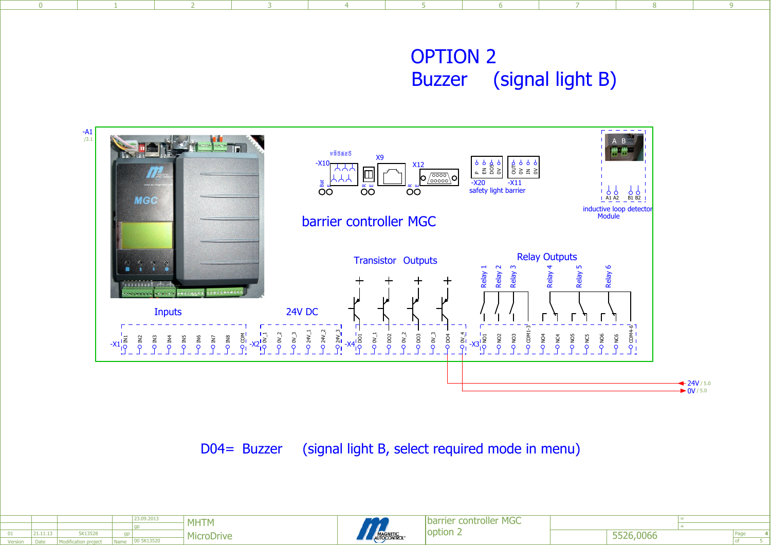# OPTION 2

# Buzzer (signal light B)

-A1
/3.1

barrier controller MGC

-X10 X9 X12

-X20 -X11
safety light barrier

P EN DO5 0V | OUT 0V IN 0V

A B

A1 A2 B1 B2

inductive loop detector Module

Inputs

24V DC

Transistor Outputs

Relay Outputs

Relay 1 Relay 2 Relay 3 Relay 4 Relay 5 Relay 6

-X1: IN1 IN2 IN3 IN4 IN5 IN6 IN7 IN8 COM

-X2: 0V_1 0V_2 0V_3 24V_1 24V_2 24V_3

-X4: DO1 0V_1 DO2 0V_2 DO3 0V_3 DO4 0V_4

-X3: NO1 NO2 NO3 COM1-3 NO4 NC4 NO5 NC5 NO6 NC6 COM4-6

24V / 5.0

0V / 5.0

D04= Buzzer (signal light B, select required mode in menu)

| | | | | 23.09.2013 | MHTM MicroDrive | barrier controller MGC option 2 | = + | 5526,0066 |
|---|---|---|---|---|---|---|---|---|
| | | | | gp | | | | |
| 01 | 21.11.13 | 5K13528 | gp | | | | | |
| Version | Date | Modification project | Name | 00 5K13520 | | | | |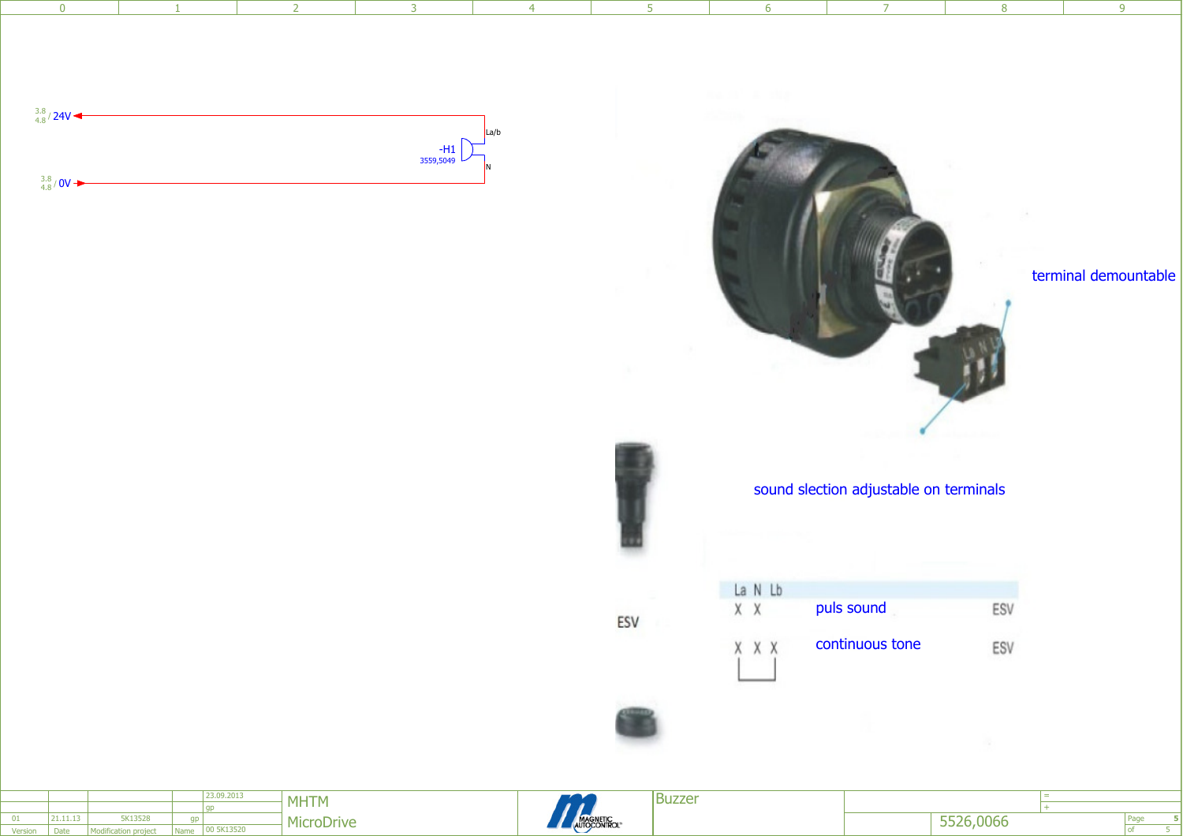3.8
4.8 / 24V

3.8
4.8 / 0V

La/b

-H1
3559,5049

N

terminal demountable

sound slection adjustable on terminals

ESV

| La | N | Lb | | |
|---|---|---|---|---|
| X | X | | puls sound | ESV |
| X | X | X | continuous tone | ESV |

| | | | 23.09.2013 | MHTM | | Buzzer | | |
|---|---|---|---|---|---|---|---|---|
| | | | gp | | | | | |
| 01 | 21.11.13 | 5K13528 | gp | MicroDrive | MAGNETIC AUTOCONTROL | | 5526,0066 | |
| Version | Date | Modification project | Name | 00 5K13520 | | | | |